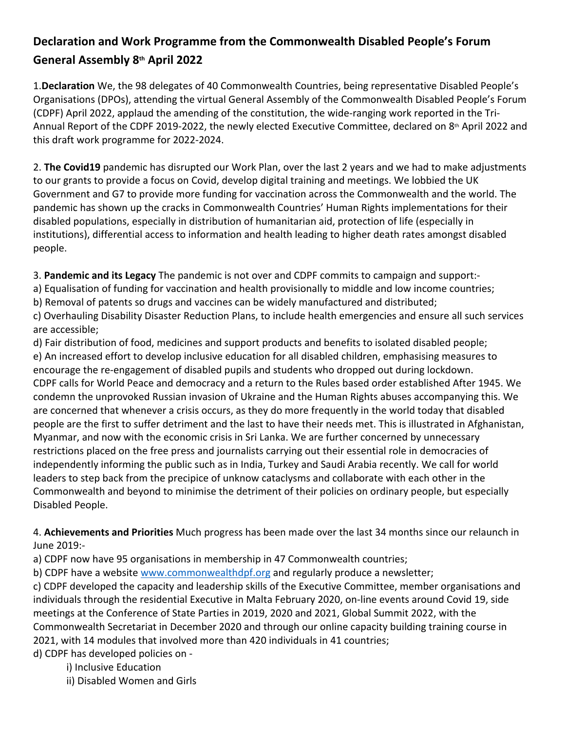# Declaration and Work Programme from the Commonwealth Disabled People's Forum General Assembly 8th April 2022

1.**Declaration** We, the 98 delegates of 40 Commonwealth Countries, being representative Disabled People's Organisations (DPOs), attending the virtual General Assembly of the Commonwealth Disabled People's Forum (CDPF) April 2022, applaud the amending of the constitution, the wide-ranging work reported in the Tri-Annual Report of the CDPF 2019-2022, the newly elected Executive Committee, declared on 8th April 2022 and this draft work programme for 2022-2024.

2. **The Covid19** pandemic has disrupted our Work Plan, over the last 2 years and we had to make adjustments to our grants to provide a focus on Covid, develop digital training and meetings. We lobbied the UK Government and G7 to provide more funding for vaccination across the Commonwealth and the world. The pandemic has shown up the cracks in Commonwealth Countries' Human Rights implementations for their disabled populations, especially in distribution of humanitarian aid, protection of life (especially in institutions), differential access to information and health leading to higher death rates amongst disabled people.

3. **Pandemic and its Legacy** The pandemic is not over and CDPF commits to campaign and support:-

a) Equalisation of funding for vaccination and health provisionally to middle and low income countries;

b) Removal of patents so drugs and vaccines can be widely manufactured and distributed;

c) Overhauling Disability Disaster Reduction Plans, to include health emergencies and ensure all such services are accessible;

d) Fair distribution of food, medicines and support products and benefits to isolated disabled people;

e) An increased effort to develop inclusive education for all disabled children, emphasising measures to encourage the re-engagement of disabled pupils and students who dropped out during lockdown.

CDPF calls for World Peace and democracy and a return to the Rules based order established After 1945. We condemn the unprovoked Russian invasion of Ukraine and the Human Rights abuses accompanying this. We are concerned that whenever a crisis occurs, as they do more frequently in the world today that disabled people are the first to suffer detriment and the last to have their needs met. This is illustrated in Afghanistan, Myanmar, and now with the economic crisis in Sri Lanka. We are further concerned by unnecessary restrictions placed on the free press and journalists carrying out their essential role in democracies of independently informing the public such as in India, Turkey and Saudi Arabia recently. We call for world leaders to step back from the precipice of unknow cataclysms and collaborate with each other in the Commonwealth and beyond to minimise the detriment of their policies on ordinary people, but especially Disabled People.

4. **Achievements and Priorities** Much progress has been made over the last 34 months since our relaunch in June 2019:-

a) CDPF now have 95 organisations in membership in 47 Commonwealth countries;

b) CDPF have a website www.commonwealthdpf.org and regularly produce a newsletter;

c) CDPF developed the capacity and leadership skills of the Executive Committee, member organisations and individuals through the residential Executive in Malta February 2020, on-line events around Covid 19, side meetings at the Conference of State Parties in 2019, 2020 and 2021, Global Summit 2022, with the Commonwealth Secretariat in December 2020 and through our online capacity building training course in 2021, with 14 modules that involved more than 420 individuals in 41 countries;

d) CDPF has developed policies on -

- i) Inclusive Education
- ii) Disabled Women and Girls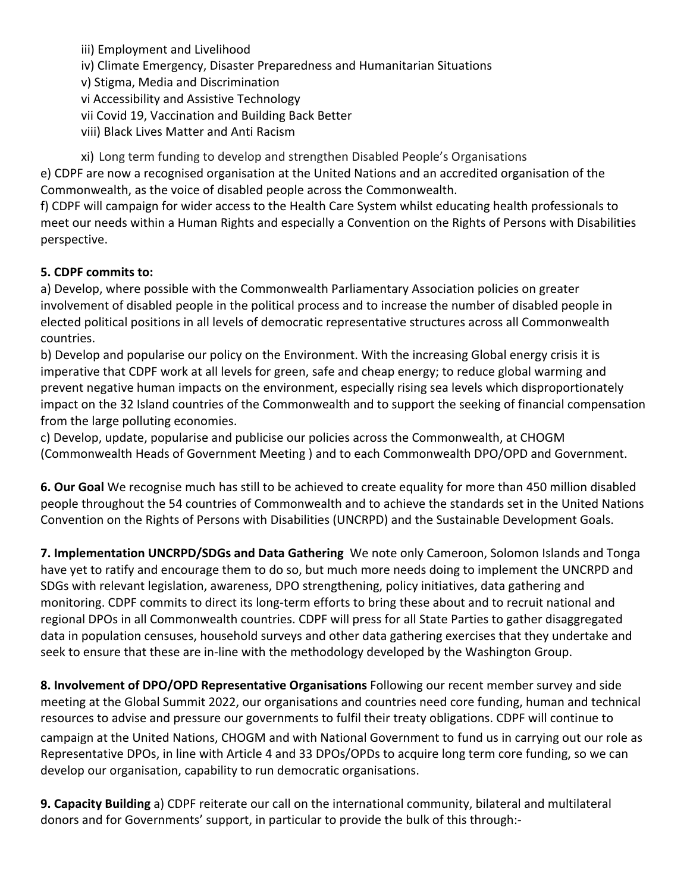iii) Employment and Livelihood
iv) Climate Emergency, Disaster Preparedness and Humanitarian Situations
v) Stigma, Media and Discrimination
vi Accessibility and Assistive Technology
vii Covid 19, Vaccination and Building Back Better
viii) Black Lives Matter and Anti Racism

xi) Long term funding to develop and strengthen Disabled People's Organisations

e) CDPF are now a recognised organisation at the United Nations and an accredited organisation of the Commonwealth, as the voice of disabled people across the Commonwealth.

f) CDPF will campaign for wider access to the Health Care System whilst educating health professionals to meet our needs within a Human Rights and especially a Convention on the Rights of Persons with Disabilities perspective.

**5. CDPF commits to:**

a) Develop, where possible with the Commonwealth Parliamentary Association policies on greater involvement of disabled people in the political process and to increase the number of disabled people in elected political positions in all levels of democratic representative structures across all Commonwealth countries.

b) Develop and popularise our policy on the Environment. With the increasing Global energy crisis it is imperative that CDPF work at all levels for green, safe and cheap energy; to reduce global warming and prevent negative human impacts on the environment, especially rising sea levels which disproportionately impact on the 32 Island countries of the Commonwealth and to support the seeking of financial compensation from the large polluting economies.

c) Develop, update, popularise and publicise our policies across the Commonwealth, at CHOGM (Commonwealth Heads of Government Meeting ) and to each Commonwealth DPO/OPD and Government.

**6. Our Goal** We recognise much has still to be achieved to create equality for more than 450 million disabled people throughout the 54 countries of Commonwealth and to achieve the standards set in the United Nations Convention on the Rights of Persons with Disabilities (UNCRPD) and the Sustainable Development Goals.

**7. Implementation UNCRPD/SDGs and Data Gathering** We note only Cameroon, Solomon Islands and Tonga have yet to ratify and encourage them to do so, but much more needs doing to implement the UNCRPD and SDGs with relevant legislation, awareness, DPO strengthening, policy initiatives, data gathering and monitoring. CDPF commits to direct its long-term efforts to bring these about and to recruit national and regional DPOs in all Commonwealth countries. CDPF will press for all State Parties to gather disaggregated data in population censuses, household surveys and other data gathering exercises that they undertake and seek to ensure that these are in-line with the methodology developed by the Washington Group.

**8. Involvement of DPO/OPD Representative Organisations** Following our recent member survey and side meeting at the Global Summit 2022, our organisations and countries need core funding, human and technical resources to advise and pressure our governments to fulfil their treaty obligations. CDPF will continue to campaign at the United Nations, CHOGM and with National Government to fund us in carrying out our role as Representative DPOs, in line with Article 4 and 33 DPOs/OPDs to acquire long term core funding, so we can develop our organisation, capability to run democratic organisations.

**9. Capacity Building** a) CDPF reiterate our call on the international community, bilateral and multilateral donors and for Governments' support, in particular to provide the bulk of this through:-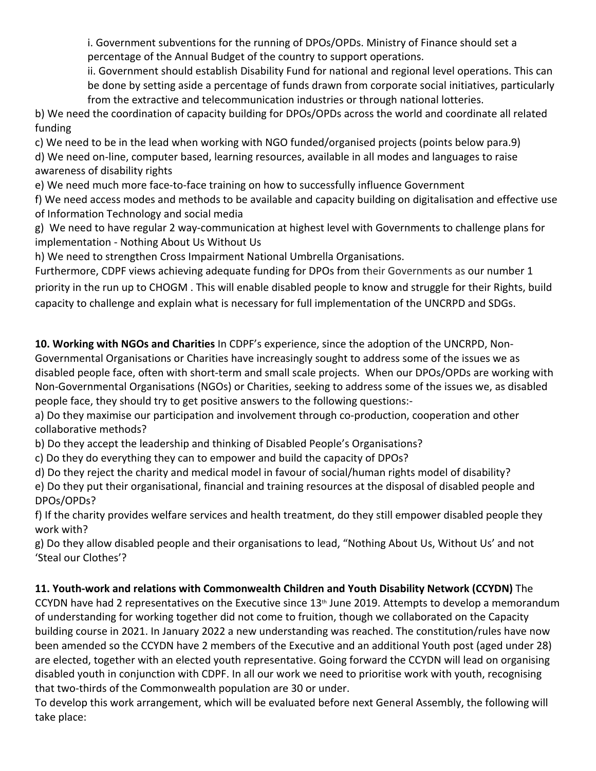i. Government subventions for the running of DPOs/OPDs. Ministry of Finance should set a percentage of the Annual Budget of the country to support operations.

ii. Government should establish Disability Fund for national and regional level operations. This can be done by setting aside a percentage of funds drawn from corporate social initiatives, particularly from the extractive and telecommunication industries or through national lotteries.

b) We need the coordination of capacity building for DPOs/OPDs across the world and coordinate all related funding

c) We need to be in the lead when working with NGO funded/organised projects (points below para.9)

d) We need on-line, computer based, learning resources, available in all modes and languages to raise awareness of disability rights

e) We need much more face-to-face training on how to successfully influence Government

f) We need access modes and methods to be available and capacity building on digitalisation and effective use of Information Technology and social media

g) We need to have regular 2 way-communication at highest level with Governments to challenge plans for implementation - Nothing About Us Without Us

h) We need to strengthen Cross Impairment National Umbrella Organisations.

Furthermore, CDPF views achieving adequate funding for DPOs from their Governments as our number 1 priority in the run up to CHOGM . This will enable disabled people to know and struggle for their Rights, build capacity to challenge and explain what is necessary for full implementation of the UNCRPD and SDGs.

**10. Working with NGOs and Charities** In CDPF's experience, since the adoption of the UNCRPD, Non-Governmental Organisations or Charities have increasingly sought to address some of the issues we as disabled people face, often with short-term and small scale projects. When our DPOs/OPDs are working with Non-Governmental Organisations (NGOs) or Charities, seeking to address some of the issues we, as disabled people face, they should try to get positive answers to the following questions:-

a) Do they maximise our participation and involvement through co-production, cooperation and other collaborative methods?

b) Do they accept the leadership and thinking of Disabled People's Organisations?

c) Do they do everything they can to empower and build the capacity of DPOs?

d) Do they reject the charity and medical model in favour of social/human rights model of disability?

e) Do they put their organisational, financial and training resources at the disposal of disabled people and DPOs/OPDs?

f) If the charity provides welfare services and health treatment, do they still empower disabled people they work with?

g) Do they allow disabled people and their organisations to lead, "Nothing About Us, Without Us' and not 'Steal our Clothes'?

**11. Youth-work and relations with Commonwealth Children and Youth Disability Network (CCYDN)** The CCYDN have had 2 representatives on the Executive since 13th June 2019. Attempts to develop a memorandum of understanding for working together did not come to fruition, though we collaborated on the Capacity building course in 2021. In January 2022 a new understanding was reached. The constitution/rules have now been amended so the CCYDN have 2 members of the Executive and an additional Youth post (aged under 28) are elected, together with an elected youth representative. Going forward the CCYDN will lead on organising disabled youth in conjunction with CDPF. In all our work we need to prioritise work with youth, recognising that two-thirds of the Commonwealth population are 30 or under.

To develop this work arrangement, which will be evaluated before next General Assembly, the following will take place: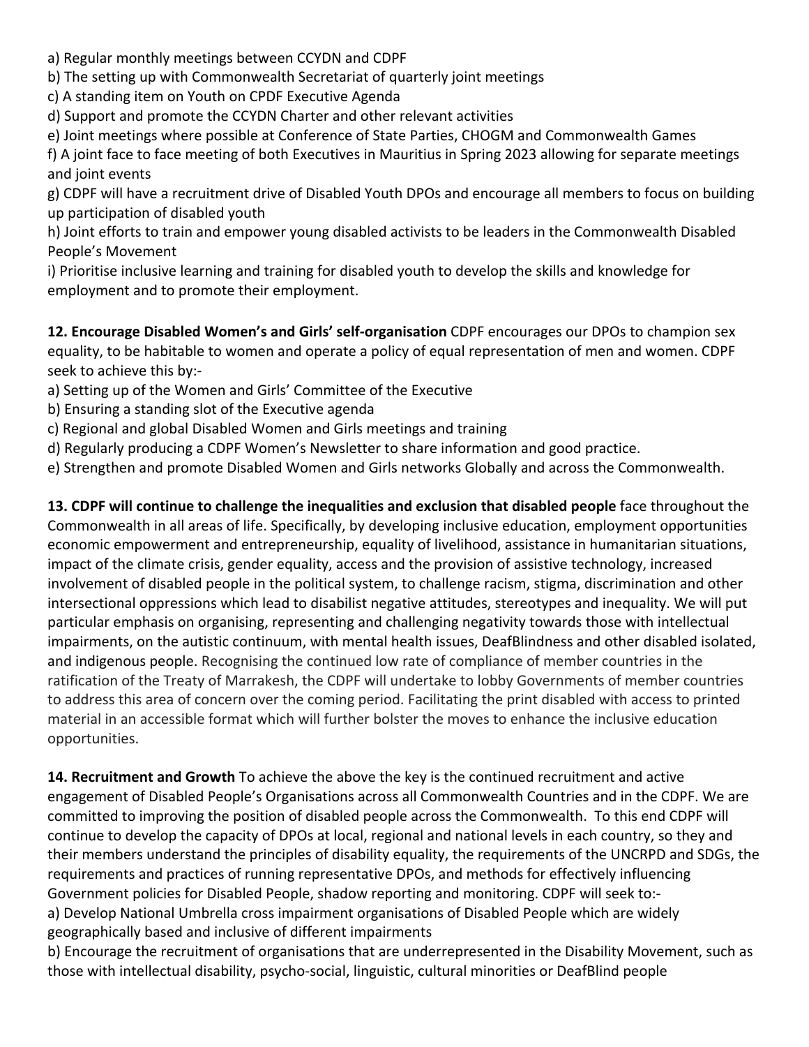a) Regular monthly meetings between CCYDN and CDPF
b) The setting up with Commonwealth Secretariat of quarterly joint meetings
c) A standing item on Youth on CPDF Executive Agenda
d) Support and promote the CCYDN Charter and other relevant activities
e) Joint meetings where possible at Conference of State Parties, CHOGM and Commonwealth Games
f) A joint face to face meeting of both Executives in Mauritius in Spring 2023 allowing for separate meetings and joint events
g) CDPF will have a recruitment drive of Disabled Youth DPOs and encourage all members to focus on building up participation of disabled youth
h) Joint efforts to train and empower young disabled activists to be leaders in the Commonwealth Disabled People's Movement
i) Prioritise inclusive learning and training for disabled youth to develop the skills and knowledge for employment and to promote their employment.

**12. Encourage Disabled Women's and Girls' self-organisation** CDPF encourages our DPOs to champion sex equality, to be habitable to women and operate a policy of equal representation of men and women. CDPF seek to achieve this by:-
a) Setting up of the Women and Girls' Committee of the Executive
b) Ensuring a standing slot of the Executive agenda
c) Regional and global Disabled Women and Girls meetings and training
d) Regularly producing a CDPF Women's Newsletter to share information and good practice.
e) Strengthen and promote Disabled Women and Girls networks Globally and across the Commonwealth.

**13. CDPF will continue to challenge the inequalities and exclusion that disabled people** face throughout the Commonwealth in all areas of life. Specifically, by developing inclusive education, employment opportunities economic empowerment and entrepreneurship, equality of livelihood, assistance in humanitarian situations, impact of the climate crisis, gender equality, access and the provision of assistive technology, increased involvement of disabled people in the political system, to challenge racism, stigma, discrimination and other intersectional oppressions which lead to disabilist negative attitudes, stereotypes and inequality. We will put particular emphasis on organising, representing and challenging negativity towards those with intellectual impairments, on the autistic continuum, with mental health issues, DeafBlindness and other disabled isolated, and indigenous people. Recognising the continued low rate of compliance of member countries in the ratification of the Treaty of Marrakesh, the CDPF will undertake to lobby Governments of member countries to address this area of concern over the coming period. Facilitating the print disabled with access to printed material in an accessible format which will further bolster the moves to enhance the inclusive education opportunities.

**14. Recruitment and Growth** To achieve the above the key is the continued recruitment and active engagement of Disabled People's Organisations across all Commonwealth Countries and in the CDPF. We are committed to improving the position of disabled people across the Commonwealth. To this end CDPF will continue to develop the capacity of DPOs at local, regional and national levels in each country, so they and their members understand the principles of disability equality, the requirements of the UNCRPD and SDGs, the requirements and practices of running representative DPOs, and methods for effectively influencing Government policies for Disabled People, shadow reporting and monitoring. CDPF will seek to:-
a) Develop National Umbrella cross impairment organisations of Disabled People which are widely geographically based and inclusive of different impairments
b) Encourage the recruitment of organisations that are underrepresented in the Disability Movement, such as those with intellectual disability, psycho-social, linguistic, cultural minorities or DeafBlind people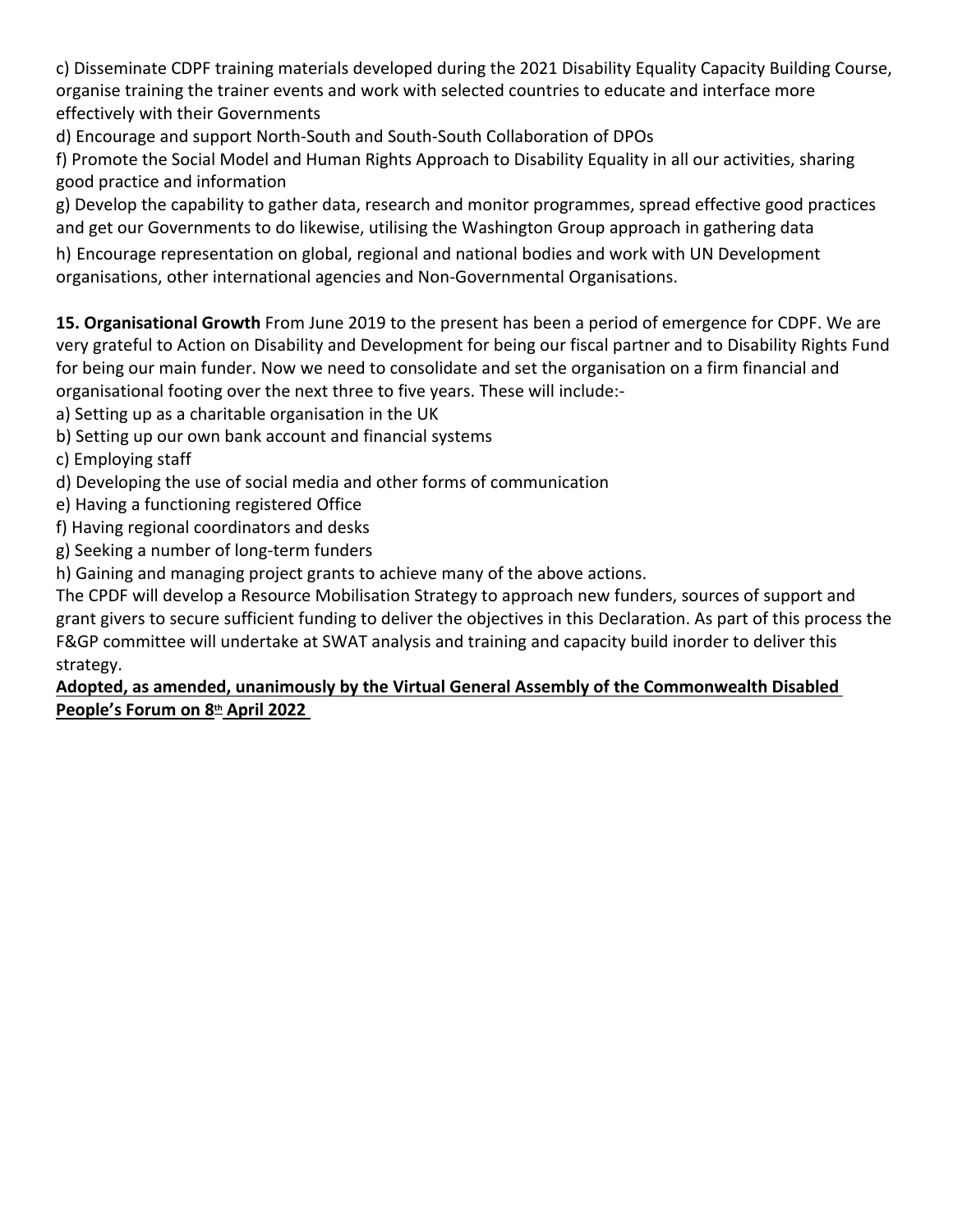c) Disseminate CDPF training materials developed during the 2021 Disability Equality Capacity Building Course, organise training the trainer events and work with selected countries to educate and interface more effectively with their Governments

d) Encourage and support North-South and South-South Collaboration of DPOs

f) Promote the Social Model and Human Rights Approach to Disability Equality in all our activities, sharing good practice and information

g) Develop the capability to gather data, research and monitor programmes, spread effective good practices and get our Governments to do likewise, utilising the Washington Group approach in gathering data

h) Encourage representation on global, regional and national bodies and work with UN Development organisations, other international agencies and Non-Governmental Organisations.

**15. Organisational Growth** From June 2019 to the present has been a period of emergence for CDPF. We are very grateful to Action on Disability and Development for being our fiscal partner and to Disability Rights Fund for being our main funder. Now we need to consolidate and set the organisation on a firm financial and organisational footing over the next three to five years. These will include:-

a) Setting up as a charitable organisation in the UK

b) Setting up our own bank account and financial systems

c) Employing staff

d) Developing the use of social media and other forms of communication

e) Having a functioning registered Office

f) Having regional coordinators and desks

g) Seeking a number of long-term funders

h) Gaining and managing project grants to achieve many of the above actions.

The CPDF will develop a Resource Mobilisation Strategy to approach new funders, sources of support and grant givers to secure sufficient funding to deliver the objectives in this Declaration. As part of this process the F&GP committee will undertake at SWAT analysis and training and capacity build inorder to deliver this strategy.

**Adopted, as amended, unanimously by the Virtual General Assembly of the Commonwealth Disabled People's Forum on 8th April 2022**